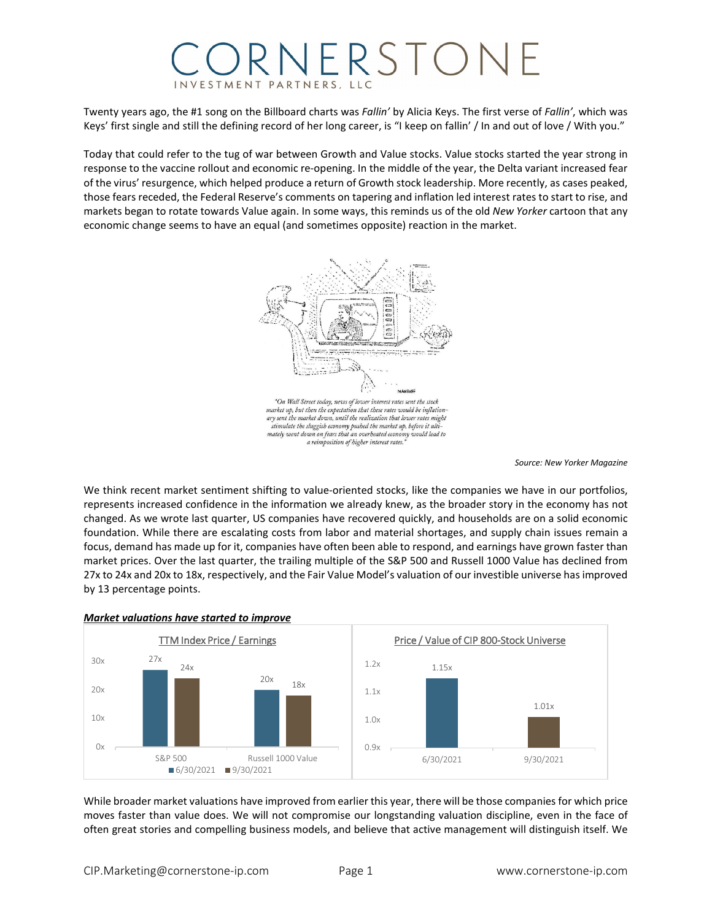# CORNERSTONE

INVESTMENT PARTNERS, LLC

Twenty years ago, the #1 song on the Billboard charts was *Fallin'* by Alicia Keys. The first verse of *Fallin'*, which was Keys' first single and still the defining record of her long career, is "I keep on fallin' / In and out of love / With you."

Today that could refer to the tug of war between Growth and Value stocks. Value stocks started the year strong in response to the vaccine rollout and economic re-opening. In the middle of the year, the Delta variant increased fear of the virus' resurgence, which helped produce a return of Growth stock leadership. More recently, as cases peaked, those fears receded, the Federal Reserve's comments on tapering and inflation led interest rates to start to rise, and markets began to rotate towards Value again. In some ways, this reminds us of the old *New Yorker* cartoon that any economic change seems to have an equal (and sometimes opposite) reaction in the market.

*"On Wall Street today, news of lower interest rates sent the stock market up, but then the expectation that these rates would be inflationary sent the market down, until the realization that lower rates might stimulate the sluggish economy pushed the market up, before it ultimately went down on fears that an overheated economy would lead to a reimposition of higher interest rates."*

*Source: New Yorker Magazine*

We think recent market sentiment shifting to value-oriented stocks, like the companies we have in our portfolios, represents increased confidence in the information we already knew, as the broader story in the economy has not changed. As we wrote last quarter, US companies have recovered quickly, and households are on a solid economic foundation. While there are escalating costs from labor and material shortages, and supply chain issues remain a focus, demand has made up for it, companies have often been able to respond, and earnings have grown faster than market prices. Over the last quarter, the trailing multiple of the S&P 500 and Russell 1000 Value has declined from 27x to 24x and 20x to 18x, respectively, and the Fair Value Model's valuation of our investible universe has improved by 13 percentage points.

***Market valuations have started to improve***

TTM Index Price / Earnings

| | 6/30/2021 | 9/30/2021 |
|---|---|---|
| S&P 500 | 27x | 24x |
| Russell 1000 Value | 20x | 18x |

Price / Value of CIP 800-Stock Universe

| 6/30/2021 | 9/30/2021 |
|---|---|
| 1.15x | 1.01x |

While broader market valuations have improved from earlier this year, there will be those companies for which price moves faster than value does. We will not compromise our longstanding valuation discipline, even in the face of often great stories and compelling business models, and believe that active management will distinguish itself. We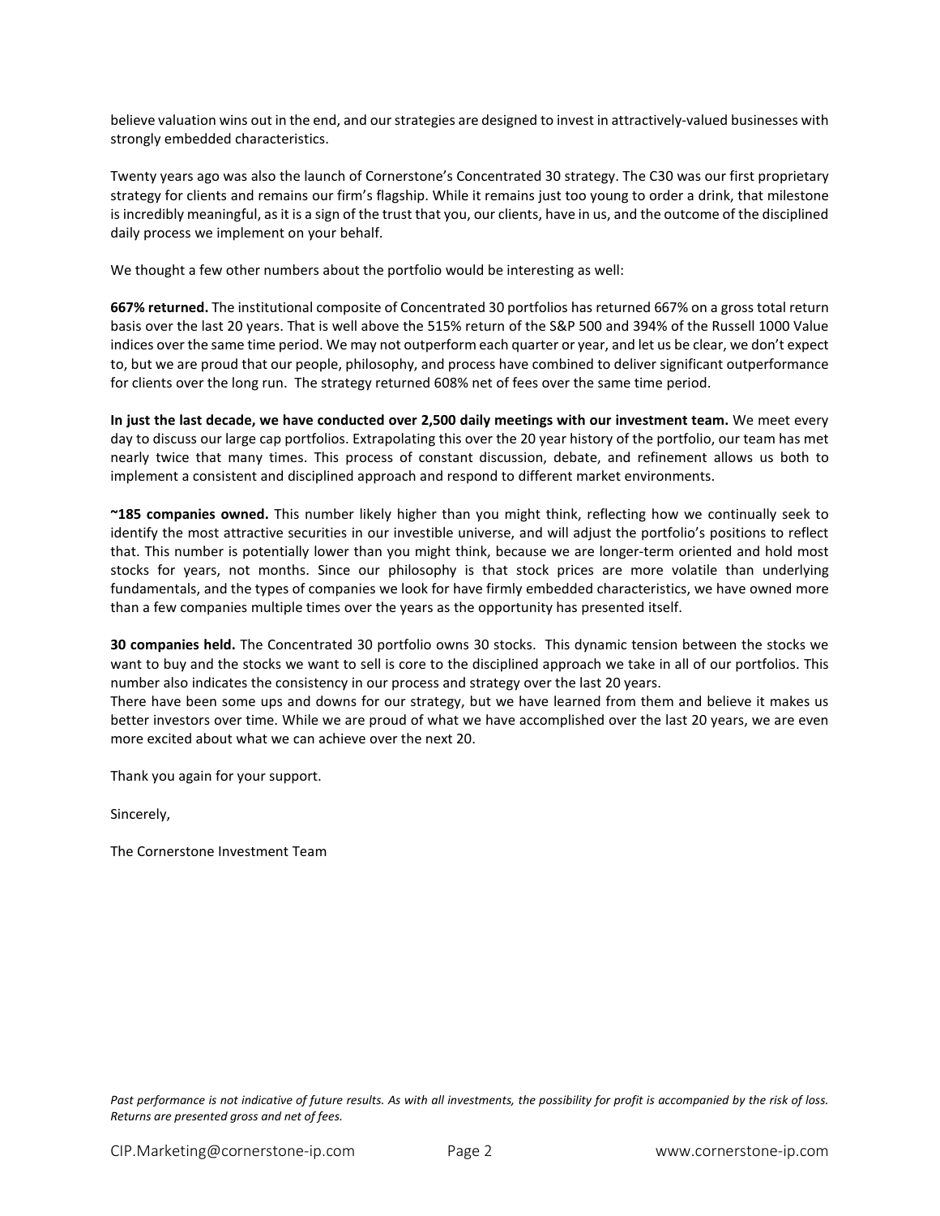believe valuation wins out in the end, and our strategies are designed to invest in attractively-valued businesses with strongly embedded characteristics.

Twenty years ago was also the launch of Cornerstone's Concentrated 30 strategy. The C30 was our first proprietary strategy for clients and remains our firm's flagship. While it remains just too young to order a drink, that milestone is incredibly meaningful, as it is a sign of the trust that you, our clients, have in us, and the outcome of the disciplined daily process we implement on your behalf.

We thought a few other numbers about the portfolio would be interesting as well:

**667% returned.** The institutional composite of Concentrated 30 portfolios has returned 667% on a gross total return basis over the last 20 years. That is well above the 515% return of the S&P 500 and 394% of the Russell 1000 Value indices over the same time period. We may not outperform each quarter or year, and let us be clear, we don't expect to, but we are proud that our people, philosophy, and process have combined to deliver significant outperformance for clients over the long run. The strategy returned 608% net of fees over the same time period.

**In just the last decade, we have conducted over 2,500 daily meetings with our investment team.** We meet every day to discuss our large cap portfolios. Extrapolating this over the 20 year history of the portfolio, our team has met nearly twice that many times. This process of constant discussion, debate, and refinement allows us both to implement a consistent and disciplined approach and respond to different market environments.

**~185 companies owned.** This number likely higher than you might think, reflecting how we continually seek to identify the most attractive securities in our investible universe, and will adjust the portfolio's positions to reflect that. This number is potentially lower than you might think, because we are longer-term oriented and hold most stocks for years, not months. Since our philosophy is that stock prices are more volatile than underlying fundamentals, and the types of companies we look for have firmly embedded characteristics, we have owned more than a few companies multiple times over the years as the opportunity has presented itself.

**30 companies held.** The Concentrated 30 portfolio owns 30 stocks. This dynamic tension between the stocks we want to buy and the stocks we want to sell is core to the disciplined approach we take in all of our portfolios. This number also indicates the consistency in our process and strategy over the last 20 years.

There have been some ups and downs for our strategy, but we have learned from them and believe it makes us better investors over time. While we are proud of what we have accomplished over the last 20 years, we are even more excited about what we can achieve over the next 20.

Thank you again for your support.

Sincerely,

The Cornerstone Investment Team

*Past performance is not indicative of future results. As with all investments, the possibility for profit is accompanied by the risk of loss. Returns are presented gross and net of fees.*

CIP.Marketing@cornerstone-ip.com www.cornerstone-ip.com